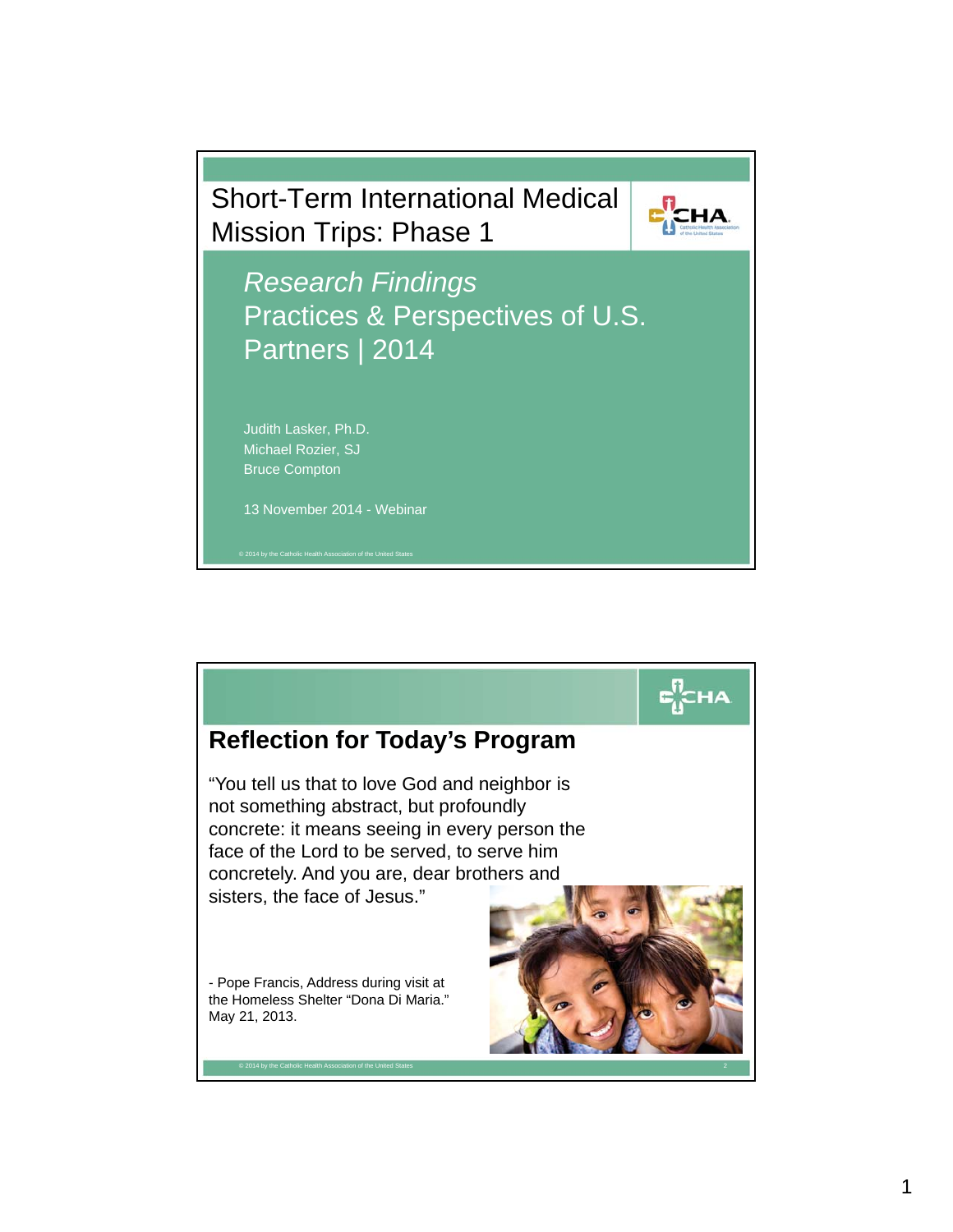# Short-Term International Medical Mission Trips: Phase 1

*Research Findings*

Practices & Perspectives of U.S. Partners | 2014

Judith Lasker, Ph.D.
Michael Rozier, SJ
Bruce Compton

13 November 2014 - Webinar

© 2014 by the Catholic Health Association of the United States

---

## Reflection for Today's Program

"You tell us that to love God and neighbor is not something abstract, but profoundly concrete: it means seeing in every person the face of the Lord to be served, to serve him concretely. And you are, dear brothers and sisters, the face of Jesus."

- Pope Francis, Address during visit at the Homeless Shelter "Dona Di Maria." May 21, 2013.

© 2014 by the Catholic Health Association of the United States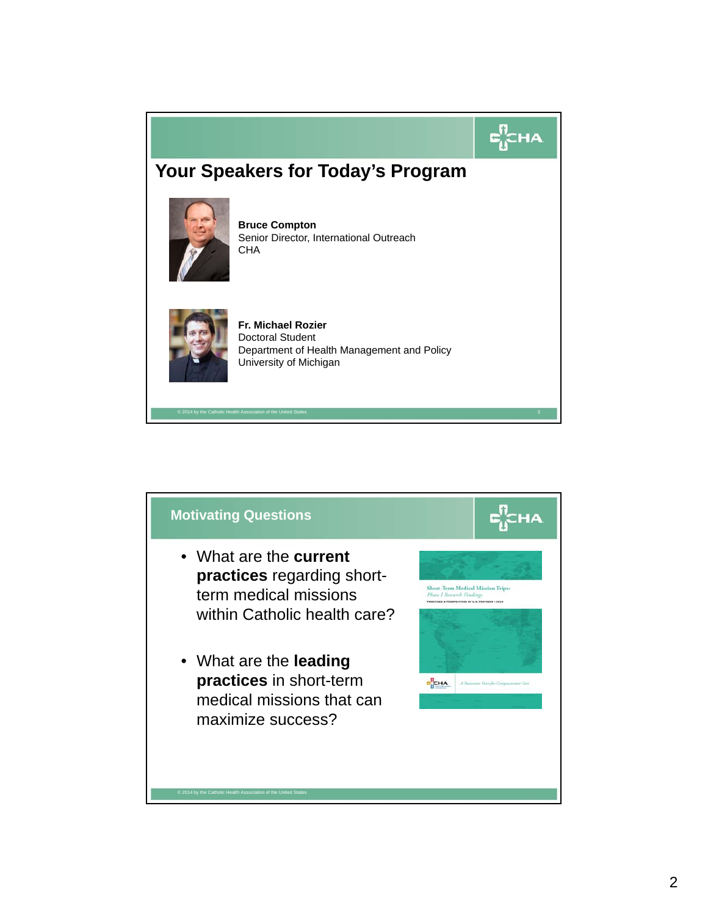## Your Speakers for Today's Program

**Bruce Compton**
Senior Director, International Outreach
CHA

**Fr. Michael Rozier**
Doctoral Student
Department of Health Management and Policy
University of Michigan

© 2014 by the Catholic Health Association of the United States

## Motivating Questions

- What are the **current practices** regarding short-term medical missions within Catholic health care?
- What are the **leading practices** in short-term medical missions that can maximize success?

Short-Term Medical Mission Trips: *Phase I Research Findings*

PRACTICES & PERSPECTIVES OF U.S. PARTNERS | 2014

CHA *A Passionate Voice for Compassionate Care*

© 2014 by the Catholic Health Association of the United States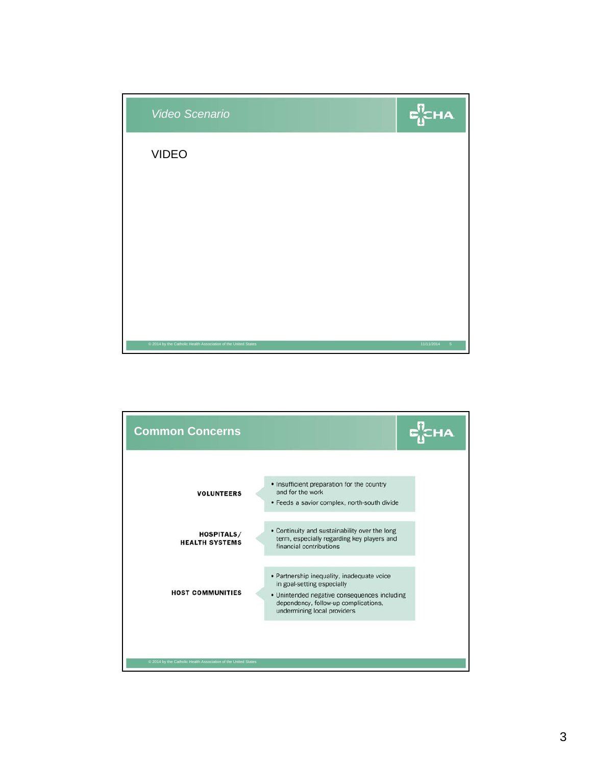## *Video Scenario*

VIDEO

## Common Concerns

**VOLUNTEERS**

- Insufficient preparation for the country and for the work
- Feeds a savior complex, north-south divide

**HOSPITALS/ HEALTH SYSTEMS**

- Continuity and sustainability over the long term, especially regarding key players and financial contributions

**HOST COMMUNITIES**

- Partnership inequality, inadequate voice in goal-setting especially
- Unintended negative consequences including dependency, follow-up complications, undermining local providers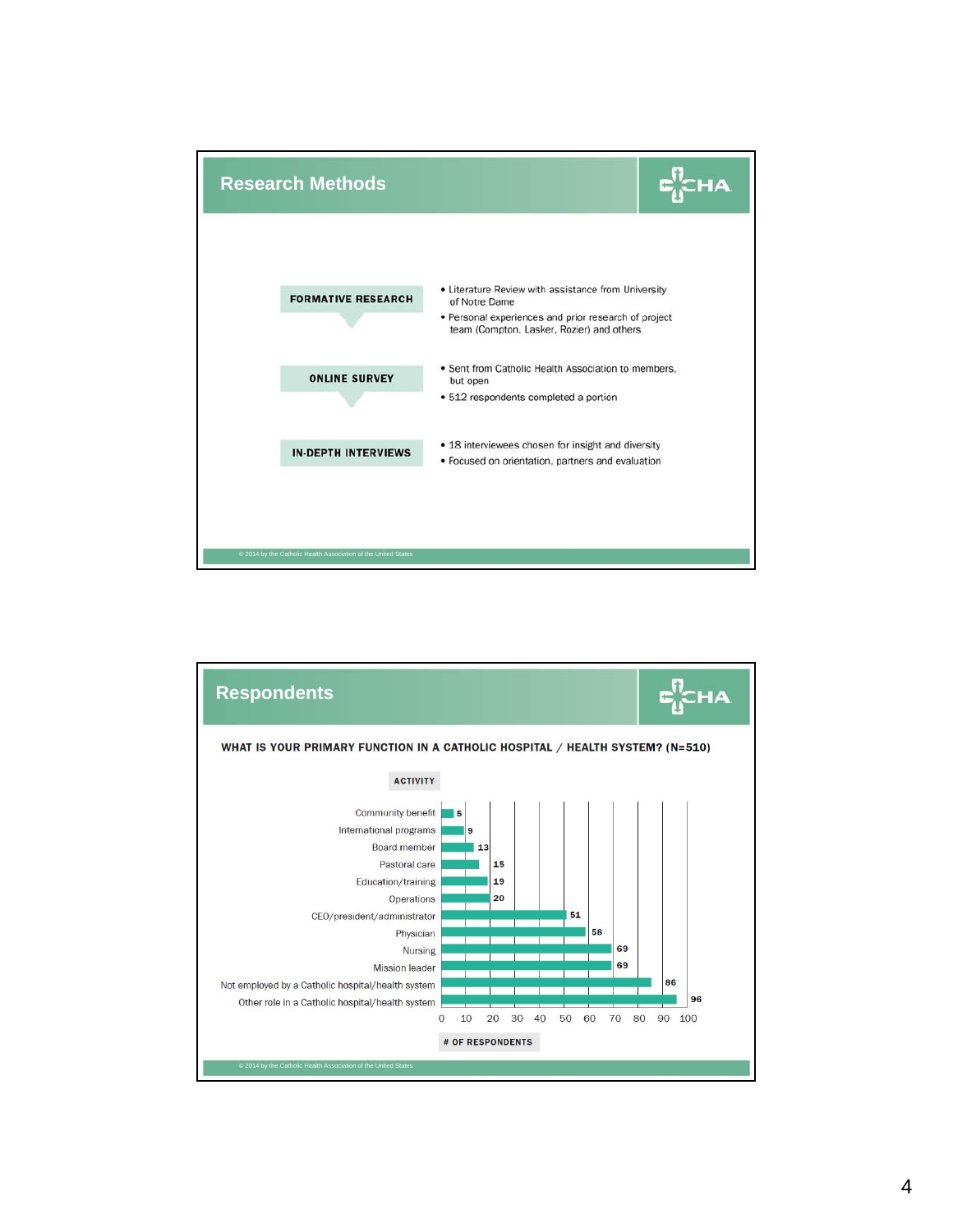## Research Methods

**FORMATIVE RESEARCH**

- Literature Review with assistance from University of Notre Dame
- Personal experiences and prior research of project team (Compton, Lasker, Rozier) and others

**ONLINE SURVEY**

- Sent from Catholic Health Association to members, but open
- 512 respondents completed a portion

**IN-DEPTH INTERVIEWS**

- 18 interviewees chosen for insight and diversity
- Focused on orientation, partners and evaluation

© 2014 by the Catholic Health Association of the United States

## Respondents

**WHAT IS YOUR PRIMARY FUNCTION IN A CATHOLIC HOSPITAL / HEALTH SYSTEM? (N=510)**

| ACTIVITY | # OF RESPONDENTS |
|---|---|
| Community benefit | 5 |
| International programs | 9 |
| Board member | 13 |
| Pastoral care | 15 |
| Education/training | 19 |
| Operations | 20 |
| CEO/president/administrator | 51 |
| Physician | 58 |
| Nursing | 69 |
| Mission leader | 69 |
| Not employed by a Catholic hospital/health system | 86 |
| Other role in a Catholic hospital/health system | 96 |

© 2014 by the Catholic Health Association of the United States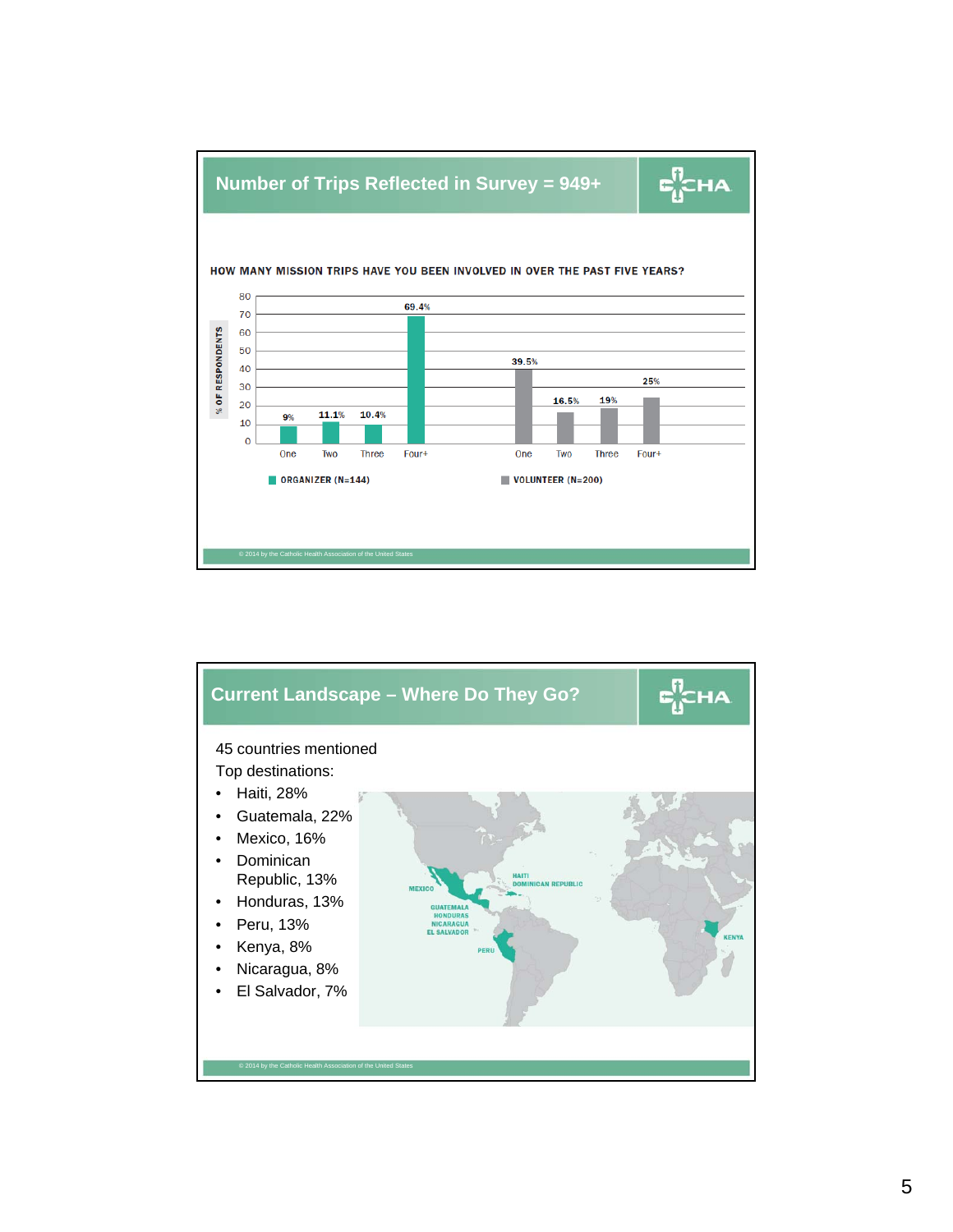## Number of Trips Reflected in Survey = 949+

HOW MANY MISSION TRIPS HAVE YOU BEEN INVOLVED IN OVER THE PAST FIVE YEARS?

| % of Respondents | One | Two | Three | Four+ |
|---|---|---|---|---|
| ORGANIZER (N=144) | 9% | 11.1% | 10.4% | 69.4% |
| VOLUNTEER (N=200) | 39.5% | 16.5% | 19% | 25% |

© 2014 by the Catholic Health Association of the United States

## Current Landscape – Where Do They Go?

45 countries mentioned

Top destinations:

- Haiti, 28%
- Guatemala, 22%
- Mexico, 16%
- Dominican Republic, 13%
- Honduras, 13%
- Peru, 13%
- Kenya, 8%
- Nicaragua, 8%
- El Salvador, 7%

MEXICO, HAITI, DOMINICAN REPUBLIC, GUATEMALA, HONDURAS, NICARAGUA, EL SALVADOR, PERU, KENYA

© 2014 by the Catholic Health Association of the United States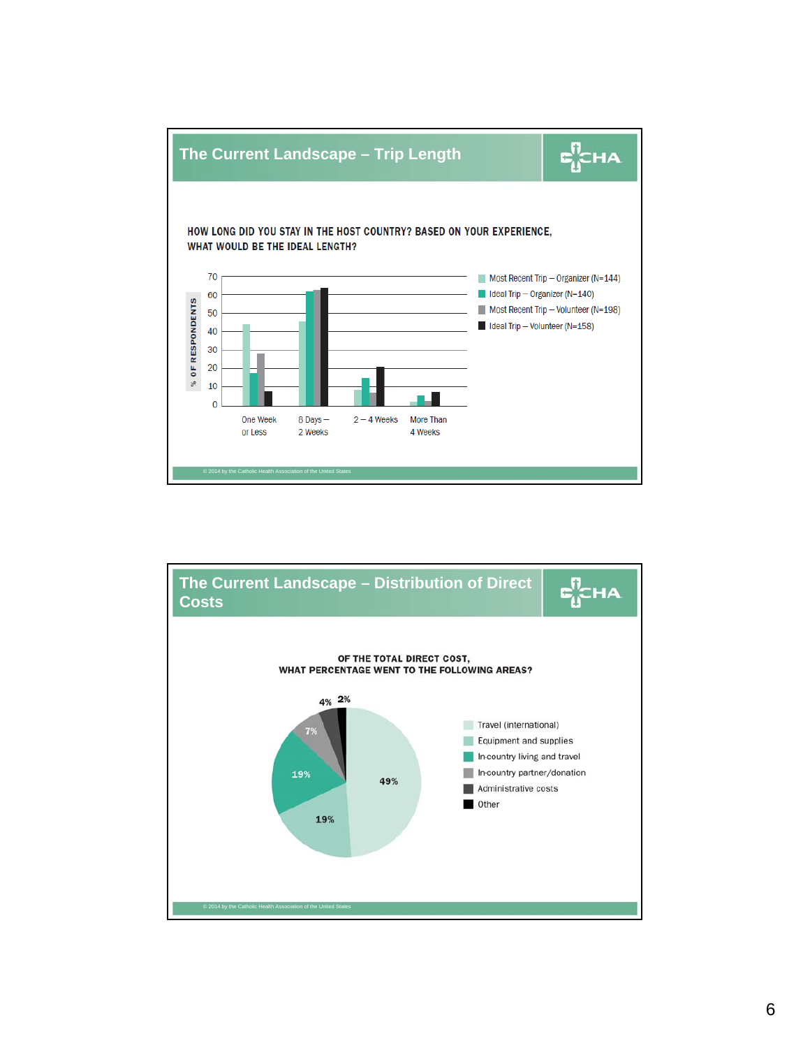## The Current Landscape – Trip Length

HOW LONG DID YOU STAY IN THE HOST COUNTRY? BASED ON YOUR EXPERIENCE, WHAT WOULD BE THE IDEAL LENGTH?

% OF RESPONDENTS

- Most Recent Trip – Organizer (N=144)
- Ideal Trip – Organizer (N=140)
- Most Recent Trip – Volunteer (N=198)
- Ideal Trip – Volunteer (N=158)

One Week or Less | 8 Days – 2 Weeks | 2 – 4 Weeks | More Than 4 Weeks

© 2014 by the Catholic Health Association of the United States

## The Current Landscape – Distribution of Direct Costs

OF THE TOTAL DIRECT COST, WHAT PERCENTAGE WENT TO THE FOLLOWING AREAS?

- Travel (international) – 49%
- Equipment and supplies – 19%
- In-country living and travel – 19%
- In-country partner/donation – 7%
- Administrative costs – 4%
- Other – 2%

© 2014 by the Catholic Health Association of the United States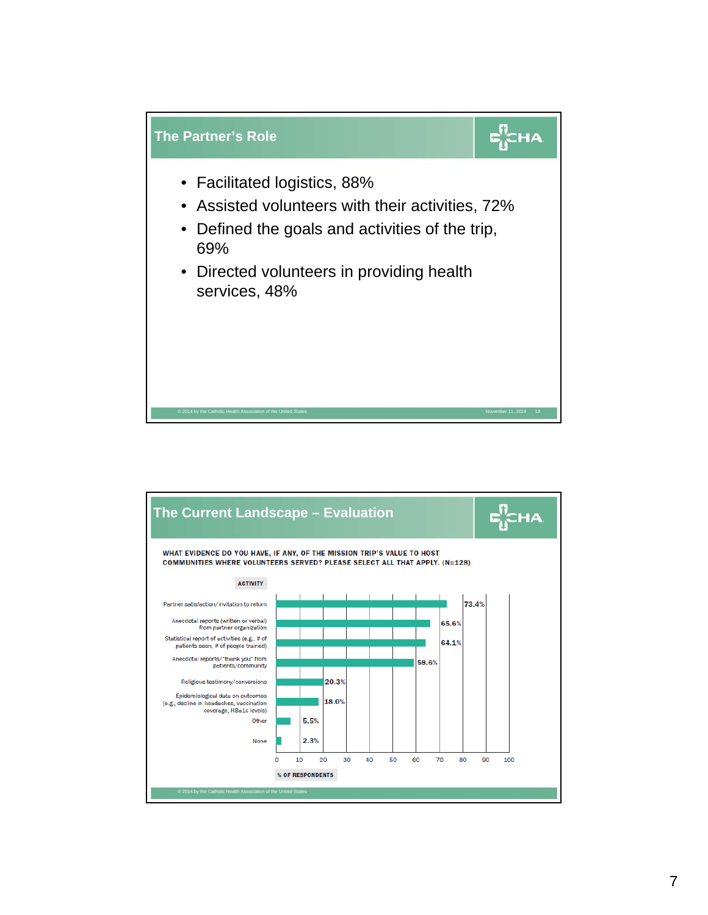## The Partner's Role

- Facilitated logistics, 88%
- Assisted volunteers with their activities, 72%
- Defined the goals and activities of the trip, 69%
- Directed volunteers in providing health services, 48%

© 2014 by the Catholic Health Association of the United States — November 11, 2014 — 13

## The Current Landscape – Evaluation

**WHAT EVIDENCE DO YOU HAVE, IF ANY, OF THE MISSION TRIP'S VALUE TO HOST COMMUNITIES WHERE VOLUNTEERS SERVED? PLEASE SELECT ALL THAT APPLY. (N=128)**

| Activity | % of Respondents |
|---|---|
| Partner satisfaction/invitation to return | 73.4% |
| Anecdotal reports (written or verbal) from partner organization | 65.6% |
| Statistical report of activities (e.g., # of patients seen, # of people trained) | 64.1% |
| Anecdotal reports/"thank you" from patients/community | 58.6% |
| Religious testimony/conversions | 20.3% |
| Epidemiological data on outcomes (e.g., decline in headaches, vaccination coverage, HBa1c levels) | 18.0% |
| Other | 5.5% |
| None | 2.3% |

© 2014 by the Catholic Health Association of the United States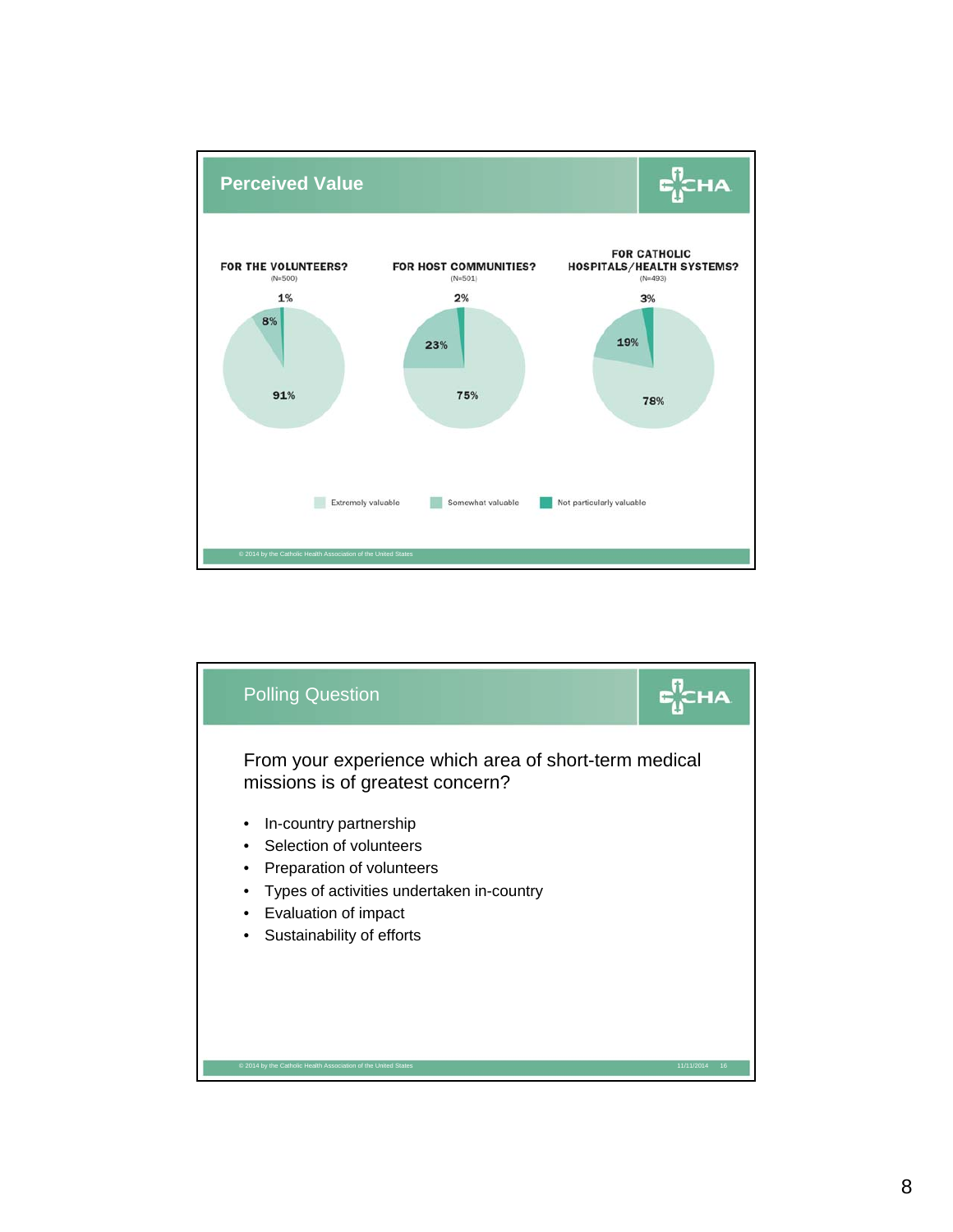## Perceived Value

| | FOR THE VOLUNTEERS? (N=500) | FOR HOST COMMUNITIES? (N=501) | FOR CATHOLIC HOSPITALS/HEALTH SYSTEMS? (N=493) |
|---|---|---|---|
| Extremely valuable | 91% | 75% | 78% |
| Somewhat valuable | 8% | 23% | 19% |
| Not particularly valuable | 1% | 2% | 3% |

© 2014 by the Catholic Health Association of the United States

## Polling Question

From your experience which area of short-term medical missions is of greatest concern?

- In-country partnership
- Selection of volunteers
- Preparation of volunteers
- Types of activities undertaken in-country
- Evaluation of impact
- Sustainability of efforts

© 2014 by the Catholic Health Association of the United States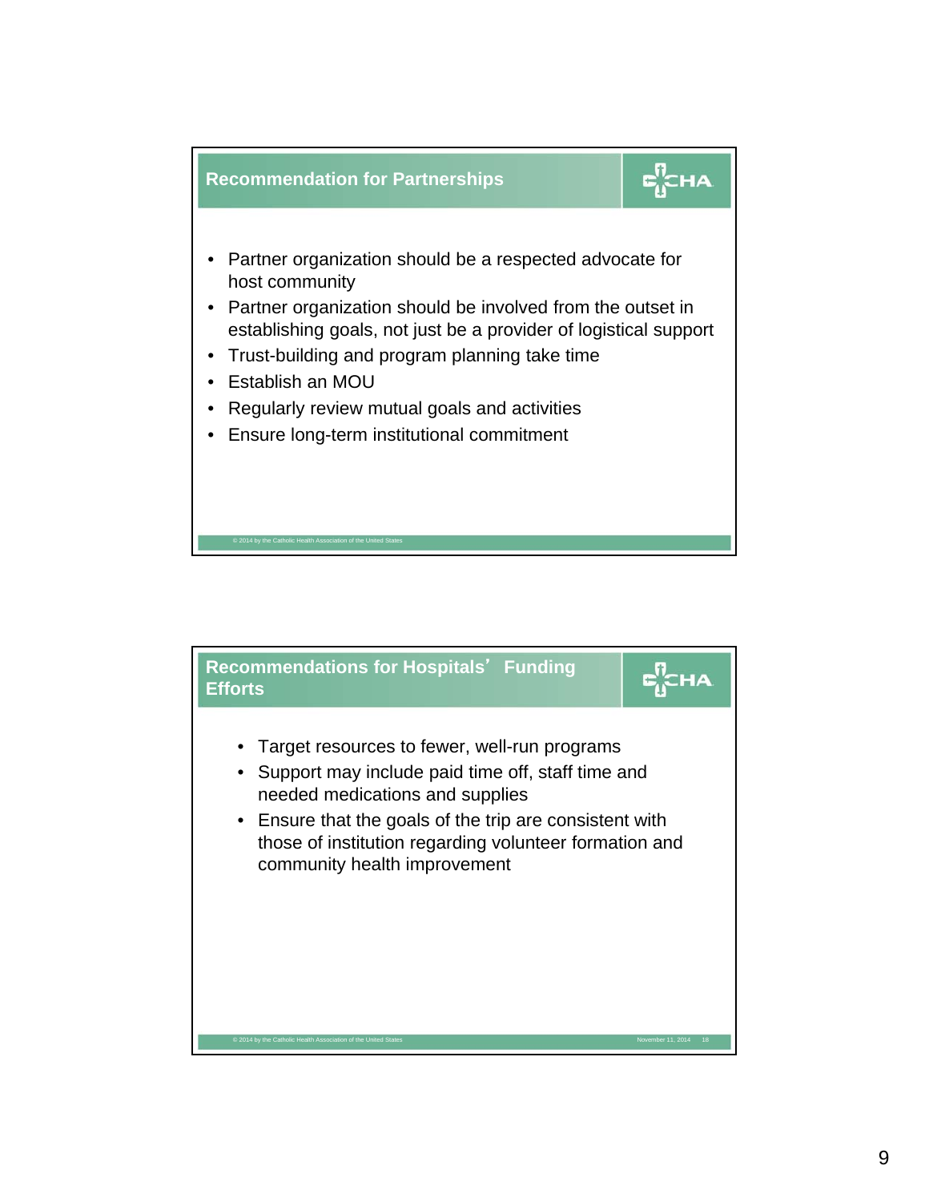## Recommendation for Partnerships

- Partner organization should be a respected advocate for host community
- Partner organization should be involved from the outset in establishing goals, not just be a provider of logistical support
- Trust-building and program planning take time
- Establish an MOU
- Regularly review mutual goals and activities
- Ensure long-term institutional commitment

## Recommendations for Hospitals' Funding Efforts

- Target resources to fewer, well-run programs
- Support may include paid time off, staff time and needed medications and supplies
- Ensure that the goals of the trip are consistent with those of institution regarding volunteer formation and community health improvement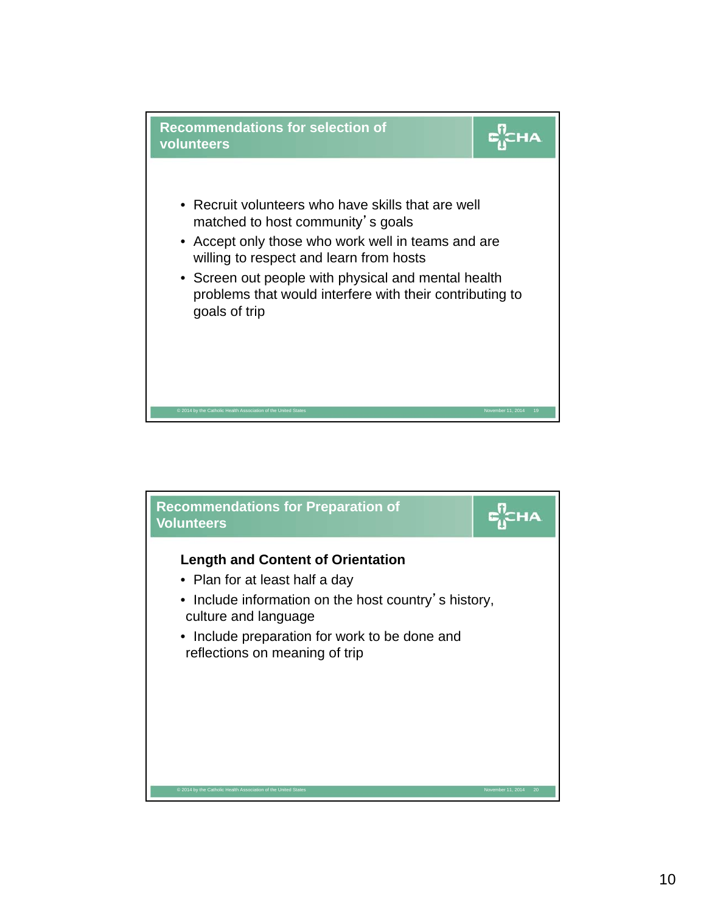## Recommendations for selection of volunteers

- Recruit volunteers who have skills that are well matched to host community's goals
- Accept only those who work well in teams and are willing to respect and learn from hosts
- Screen out people with physical and mental health problems that would interfere with their contributing to goals of trip

## Recommendations for Preparation of Volunteers

**Length and Content of Orientation**

- Plan for at least half a day
- Include information on the host country's history, culture and language
- Include preparation for work to be done and reflections on meaning of trip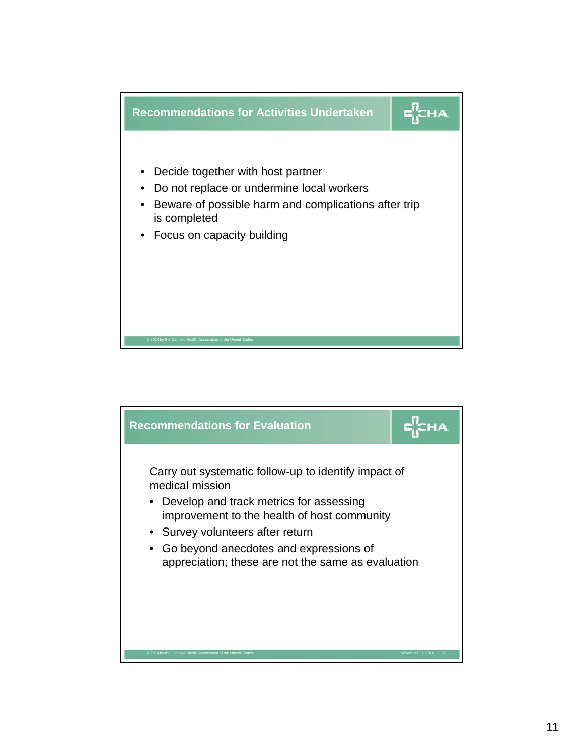## Recommendations for Activities Undertaken

- Decide together with host partner
- Do not replace or undermine local workers
- Beware of possible harm and complications after trip is completed
- Focus on capacity building

© 2014 by the Catholic Health Association of the United States

## Recommendations for Evaluation

Carry out systematic follow-up to identify impact of medical mission

- Develop and track metrics for assessing improvement to the health of host community
- Survey volunteers after return
- Go beyond anecdotes and expressions of appreciation; these are not the same as evaluation

© 2014 by the Catholic Health Association of the United States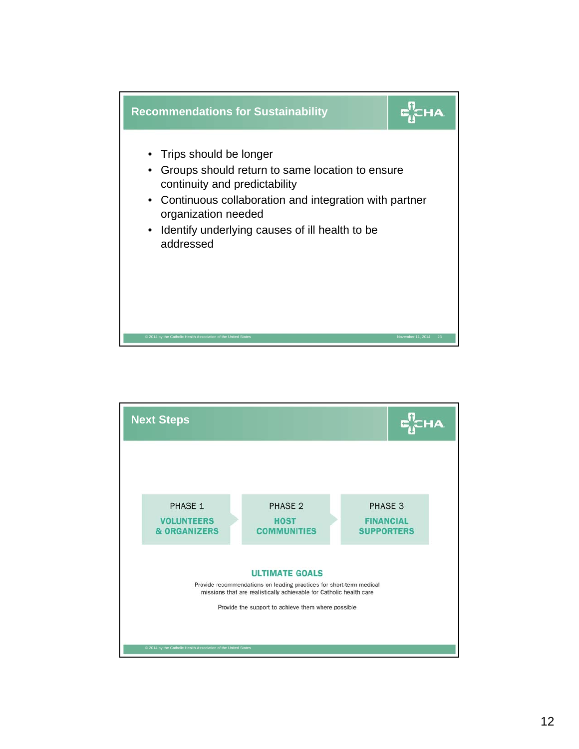## Recommendations for Sustainability

- Trips should be longer
- Groups should return to same location to ensure continuity and predictability
- Continuous collaboration and integration with partner organization needed
- Identify underlying causes of ill health to be addressed

## Next Steps

PHASE 1
**VOLUNTEERS & ORGANIZERS**

PHASE 2
**HOST COMMUNITIES**

PHASE 3
**FINANCIAL SUPPORTERS**

**ULTIMATE GOALS**

Provide recommendations on leading practices for short-term medical missions that are realistically achievable for Catholic health care

Provide the support to achieve them where possible